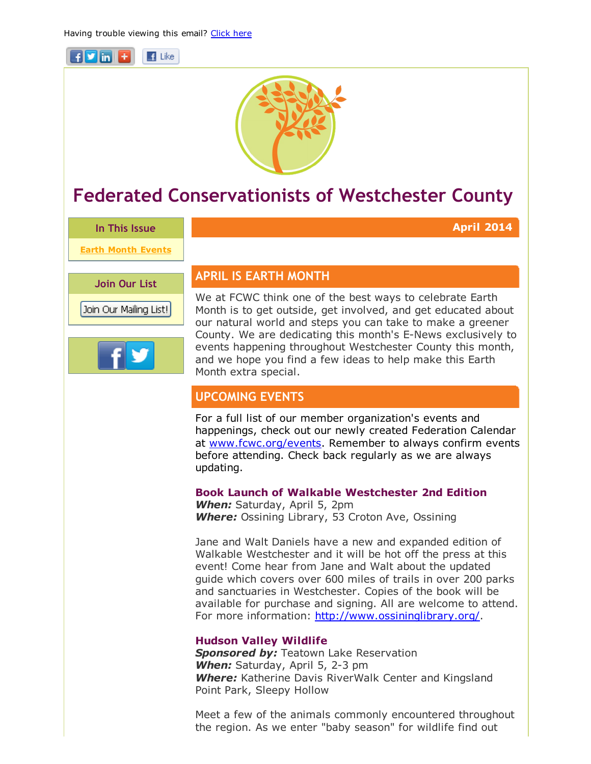Having trouble viewing this email? [Click here]

# Federated Conservationists of Westchester County

**In This Issue**

Earth Month Events

**Join Our List**

Join Our Mailing List!

**April 2014**

## APRIL IS EARTH MONTH

We at FCWC think one of the best ways to celebrate Earth Month is to get outside, get involved, and get educated about our natural world and steps you can take to make a greener County. We are dedicating this month's E-News exclusively to events happening throughout Westchester County this month, and we hope you find a few ideas to help make this Earth Month extra special.

## UPCOMING EVENTS

For a full list of our member organization's events and happenings, check out our newly created Federation Calendar at www.fcwc.org/events. Remember to always confirm events before attending. Check back regularly as we are always updating.

### Book Launch of Walkable Westchester 2nd Edition

***When:*** Saturday, April 5, 2pm
***Where:*** Ossining Library, 53 Croton Ave, Ossining

Jane and Walt Daniels have a new and expanded edition of Walkable Westchester and it will be hot off the press at this event! Come hear from Jane and Walt about the updated guide which covers over 600 miles of trails in over 200 parks and sanctuaries in Westchester. Copies of the book will be available for purchase and signing. All are welcome to attend. For more information: http://www.ossininglibrary.org/.

### Hudson Valley Wildlife

***Sponsored by:*** Teatown Lake Reservation
***When:*** Saturday, April 5, 2-3 pm
***Where:*** Katherine Davis RiverWalk Center and Kingsland Point Park, Sleepy Hollow

Meet a few of the animals commonly encountered throughout the region. As we enter "baby season" for wildlife find out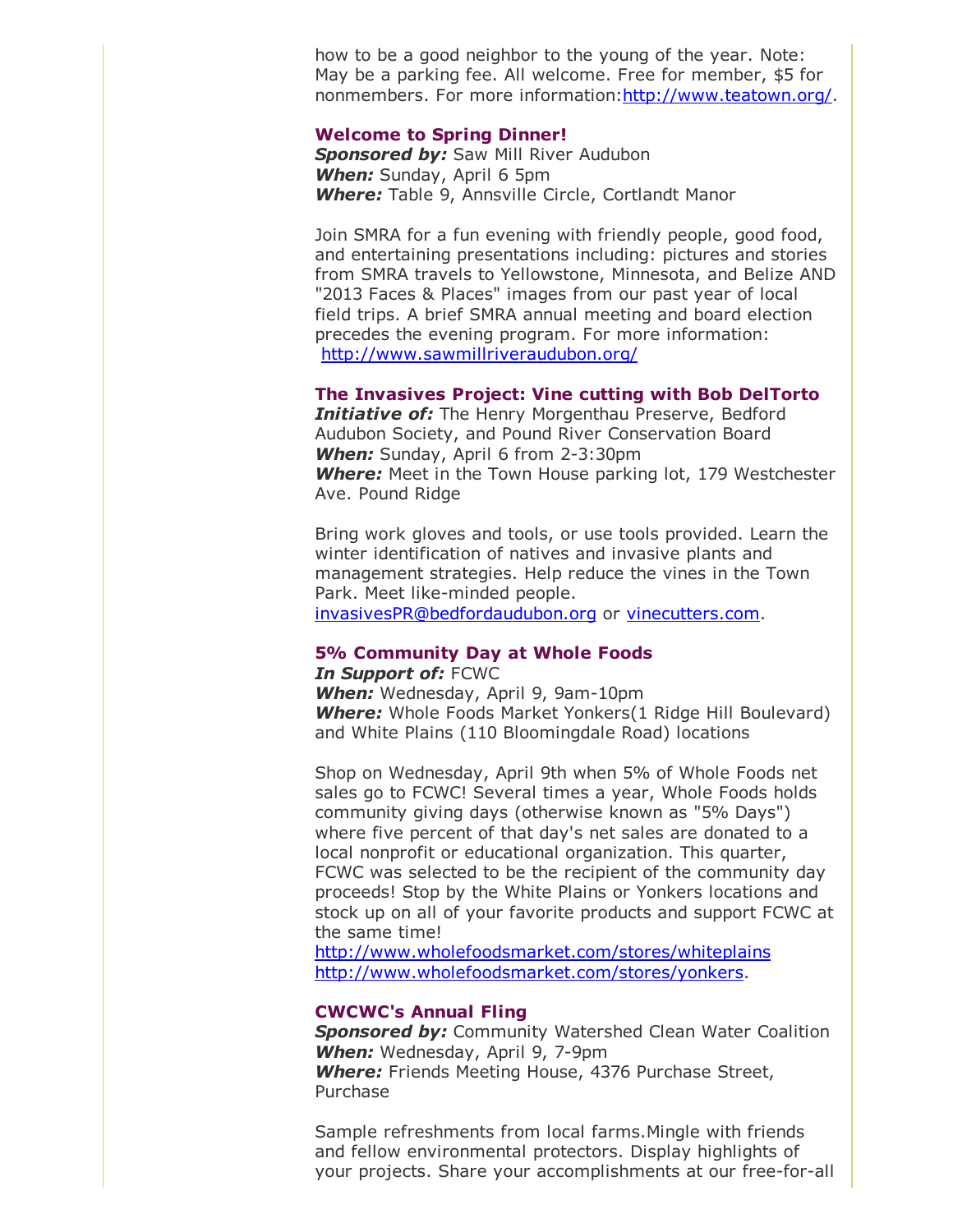how to be a good neighbor to the young of the year. Note: May be a parking fee. All welcome. Free for member, $5 for nonmembers. For more information:http://www.teatown.org/.

### Welcome to Spring Dinner!

***Sponsored by:*** Saw Mill River Audubon
***When:*** Sunday, April 6 5pm
***Where:*** Table 9, Annsville Circle, Cortlandt Manor

Join SMRA for a fun evening with friendly people, good food, and entertaining presentations including: pictures and stories from SMRA travels to Yellowstone, Minnesota, and Belize AND "2013 Faces & Places" images from our past year of local field trips. A brief SMRA annual meeting and board election precedes the evening program. For more information: http://www.sawmillriveraudubon.org/

### The Invasives Project: Vine cutting with Bob DelTorto

***Initiative of:*** The Henry Morgenthau Preserve, Bedford Audubon Society, and Pound River Conservation Board
***When:*** Sunday, April 6 from 2-3:30pm
***Where:*** Meet in the Town House parking lot, 179 Westchester Ave. Pound Ridge

Bring work gloves and tools, or use tools provided. Learn the winter identification of natives and invasive plants and management strategies. Help reduce the vines in the Town Park. Meet like-minded people.
invasivesPR@bedfordaudubon.org or vinecutters.com.

### 5% Community Day at Whole Foods

***In Support of:*** FCWC
***When:*** Wednesday, April 9, 9am-10pm
***Where:*** Whole Foods Market Yonkers(1 Ridge Hill Boulevard) and White Plains (110 Bloomingdale Road) locations

Shop on Wednesday, April 9th when 5% of Whole Foods net sales go to FCWC! Several times a year, Whole Foods holds community giving days (otherwise known as "5% Days") where five percent of that day's net sales are donated to a local nonprofit or educational organization. This quarter, FCWC was selected to be the recipient of the community day proceeds! Stop by the White Plains or Yonkers locations and stock up on all of your favorite products and support FCWC at the same time!
http://www.wholefoodsmarket.com/stores/whiteplains
http://www.wholefoodsmarket.com/stores/yonkers.

### CWCWC's Annual Fling

***Sponsored by:*** Community Watershed Clean Water Coalition
***When:*** Wednesday, April 9, 7-9pm
***Where:*** Friends Meeting House, 4376 Purchase Street, Purchase

Sample refreshments from local farms.Mingle with friends and fellow environmental protectors. Display highlights of your projects. Share your accomplishments at our free-for-all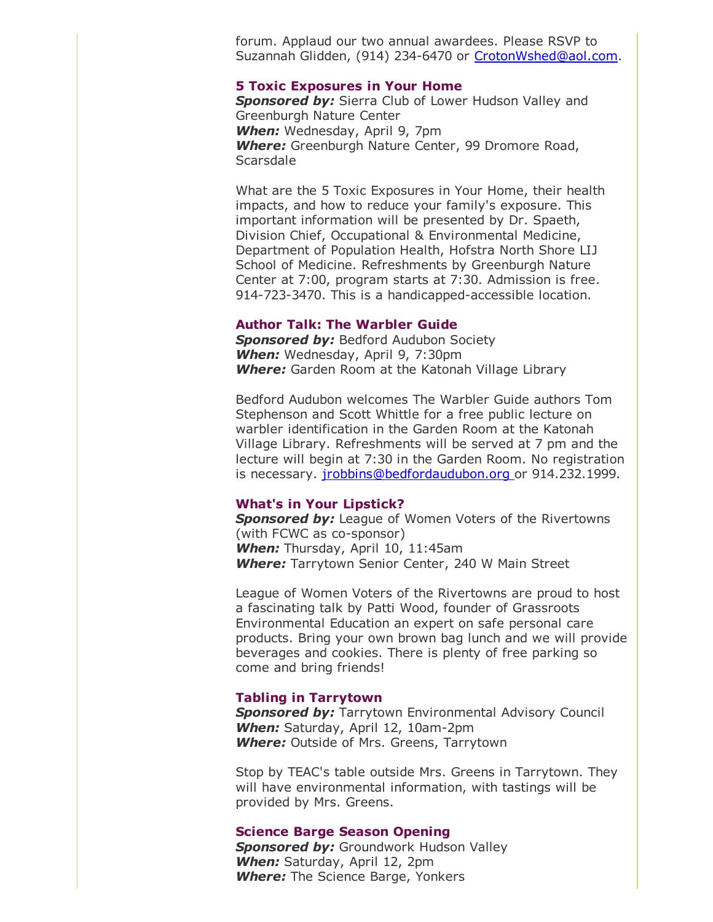forum. Applaud our two annual awardees. Please RSVP to Suzannah Glidden, (914) 234-6470 or CrotonWshed@aol.com.

### 5 Toxic Exposures in Your Home

***Sponsored by:*** Sierra Club of Lower Hudson Valley and Greenburgh Nature Center
***When:*** Wednesday, April 9, 7pm
***Where:*** Greenburgh Nature Center, 99 Dromore Road, Scarsdale

What are the 5 Toxic Exposures in Your Home, their health impacts, and how to reduce your family's exposure. This important information will be presented by Dr. Spaeth, Division Chief, Occupational & Environmental Medicine, Department of Population Health, Hofstra North Shore LIJ School of Medicine. Refreshments by Greenburgh Nature Center at 7:00, program starts at 7:30. Admission is free. 914-723-3470. This is a handicapped-accessible location.

### Author Talk: The Warbler Guide

***Sponsored by:*** Bedford Audubon Society
***When:*** Wednesday, April 9, 7:30pm
***Where:*** Garden Room at the Katonah Village Library

Bedford Audubon welcomes The Warbler Guide authors Tom Stephenson and Scott Whittle for a free public lecture on warbler identification in the Garden Room at the Katonah Village Library. Refreshments will be served at 7 pm and the lecture will begin at 7:30 in the Garden Room. No registration is necessary. jrobbins@bedfordaudubon.org or 914.232.1999.

### What's in Your Lipstick?

***Sponsored by:*** League of Women Voters of the Rivertowns (with FCWC as co-sponsor)
***When:*** Thursday, April 10, 11:45am
***Where:*** Tarrytown Senior Center, 240 W Main Street

League of Women Voters of the Rivertowns are proud to host a fascinating talk by Patti Wood, founder of Grassroots Environmental Education an expert on safe personal care products. Bring your own brown bag lunch and we will provide beverages and cookies. There is plenty of free parking so come and bring friends!

### Tabling in Tarrytown

***Sponsored by:*** Tarrytown Environmental Advisory Council
***When:*** Saturday, April 12, 10am-2pm
***Where:*** Outside of Mrs. Greens, Tarrytown

Stop by TEAC's table outside Mrs. Greens in Tarrytown. They will have environmental information, with tastings will be provided by Mrs. Greens.

### Science Barge Season Opening

***Sponsored by:*** Groundwork Hudson Valley
***When:*** Saturday, April 12, 2pm
***Where:*** The Science Barge, Yonkers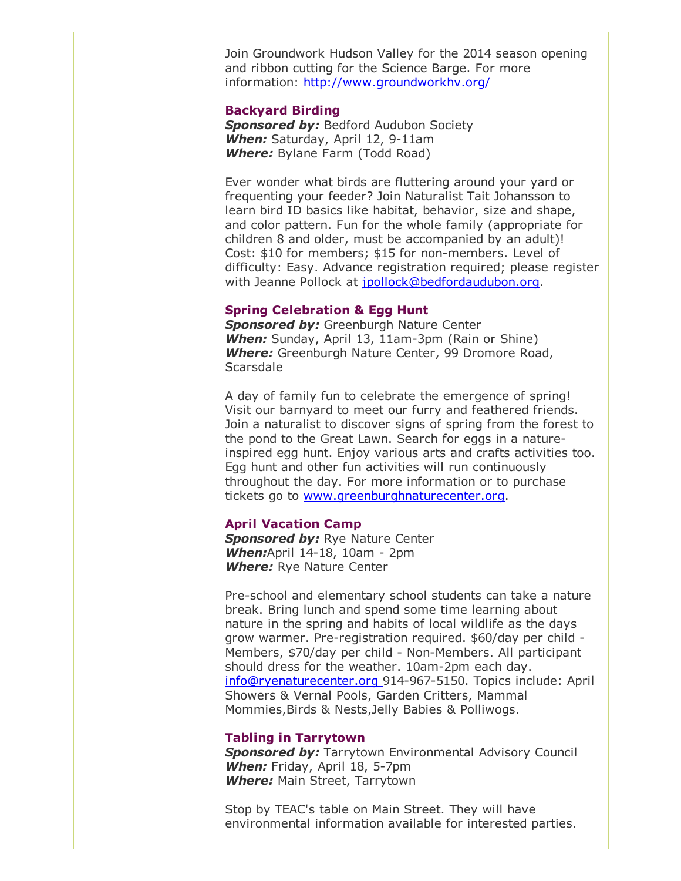Join Groundwork Hudson Valley for the 2014 season opening and ribbon cutting for the Science Barge. For more information: http://www.groundworkhv.org/

### Backyard Birding

***Sponsored by:*** Bedford Audubon Society
***When:*** Saturday, April 12, 9-11am
***Where:*** Bylane Farm (Todd Road)

Ever wonder what birds are fluttering around your yard or frequenting your feeder? Join Naturalist Tait Johansson to learn bird ID basics like habitat, behavior, size and shape, and color pattern. Fun for the whole family (appropriate for children 8 and older, must be accompanied by an adult)! Cost: $10 for members; $15 for non-members. Level of difficulty: Easy. Advance registration required; please register with Jeanne Pollock at jpollock@bedfordaudubon.org.

### Spring Celebration & Egg Hunt

***Sponsored by:*** Greenburgh Nature Center
***When:*** Sunday, April 13, 11am-3pm (Rain or Shine)
***Where:*** Greenburgh Nature Center, 99 Dromore Road, Scarsdale

A day of family fun to celebrate the emergence of spring! Visit our barnyard to meet our furry and feathered friends. Join a naturalist to discover signs of spring from the forest to the pond to the Great Lawn. Search for eggs in a nature-inspired egg hunt. Enjoy various arts and crafts activities too. Egg hunt and other fun activities will run continuously throughout the day. For more information or to purchase tickets go to www.greenburghnaturecenter.org.

### April Vacation Camp

***Sponsored by:*** Rye Nature Center
***When:***April 14-18, 10am - 2pm
***Where:*** Rye Nature Center

Pre-school and elementary school students can take a nature break. Bring lunch and spend some time learning about nature in the spring and habits of local wildlife as the days grow warmer. Pre-registration required. $60/day per child - Members, $70/day per child - Non-Members. All participant should dress for the weather. 10am-2pm each day. info@ryenaturecenter.org 914-967-5150. Topics include: April Showers & Vernal Pools, Garden Critters, Mammal Mommies,Birds & Nests,Jelly Babies & Polliwogs.

### Tabling in Tarrytown

***Sponsored by:*** Tarrytown Environmental Advisory Council
***When:*** Friday, April 18, 5-7pm
***Where:*** Main Street, Tarrytown

Stop by TEAC's table on Main Street. They will have environmental information available for interested parties.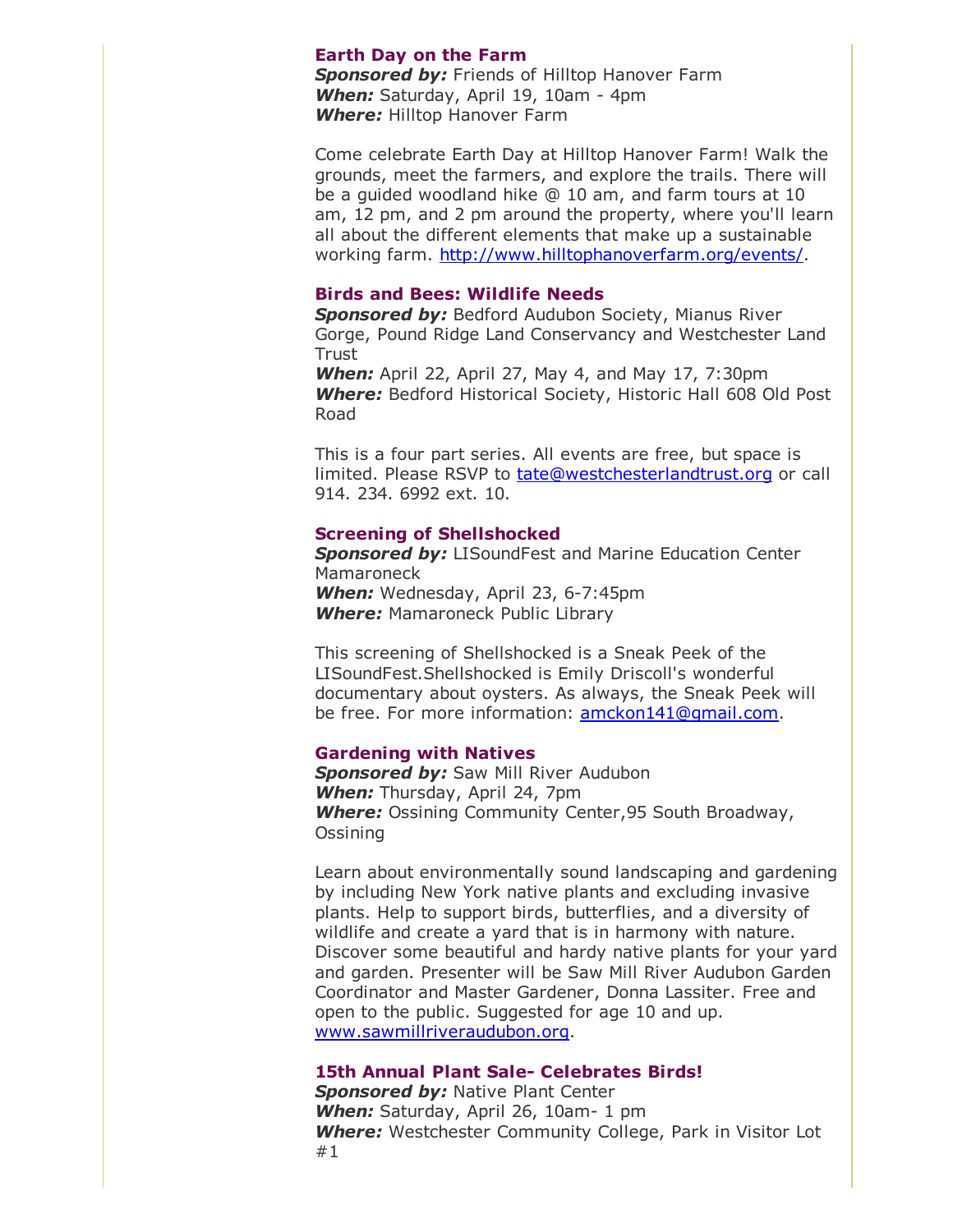### Earth Day on the Farm

***Sponsored by:*** Friends of Hilltop Hanover Farm
***When:*** Saturday, April 19, 10am - 4pm
***Where:*** Hilltop Hanover Farm

Come celebrate Earth Day at Hilltop Hanover Farm! Walk the grounds, meet the farmers, and explore the trails. There will be a guided woodland hike @ 10 am, and farm tours at 10 am, 12 pm, and 2 pm around the property, where you'll learn all about the different elements that make up a sustainable working farm. http://www.hilltophanoverfarm.org/events/.

### Birds and Bees: Wildlife Needs

***Sponsored by:*** Bedford Audubon Society, Mianus River Gorge, Pound Ridge Land Conservancy and Westchester Land Trust
***When:*** April 22, April 27, May 4, and May 17, 7:30pm
***Where:*** Bedford Historical Society, Historic Hall 608 Old Post Road

This is a four part series. All events are free, but space is limited. Please RSVP to tate@westchesterlandtrust.org or call 914. 234. 6992 ext. 10.

### Screening of Shellshocked

***Sponsored by:*** LISoundFest and Marine Education Center Mamaroneck
***When:*** Wednesday, April 23, 6-7:45pm
***Where:*** Mamaroneck Public Library

This screening of Shellshocked is a Sneak Peek of the LISoundFest.Shellshocked is Emily Driscoll's wonderful documentary about oysters. As always, the Sneak Peek will be free. For more information: amckon141@gmail.com.

### Gardening with Natives

***Sponsored by:*** Saw Mill River Audubon
***When:*** Thursday, April 24, 7pm
***Where:*** Ossining Community Center,95 South Broadway, Ossining

Learn about environmentally sound landscaping and gardening by including New York native plants and excluding invasive plants. Help to support birds, butterflies, and a diversity of wildlife and create a yard that is in harmony with nature. Discover some beautiful and hardy native plants for your yard and garden. Presenter will be Saw Mill River Audubon Garden Coordinator and Master Gardener, Donna Lassiter. Free and open to the public. Suggested for age 10 and up. www.sawmillriveraudubon.org.

### 15th Annual Plant Sale- Celebrates Birds!

***Sponsored by:*** Native Plant Center
***When:*** Saturday, April 26, 10am- 1 pm
***Where:*** Westchester Community College, Park in Visitor Lot #1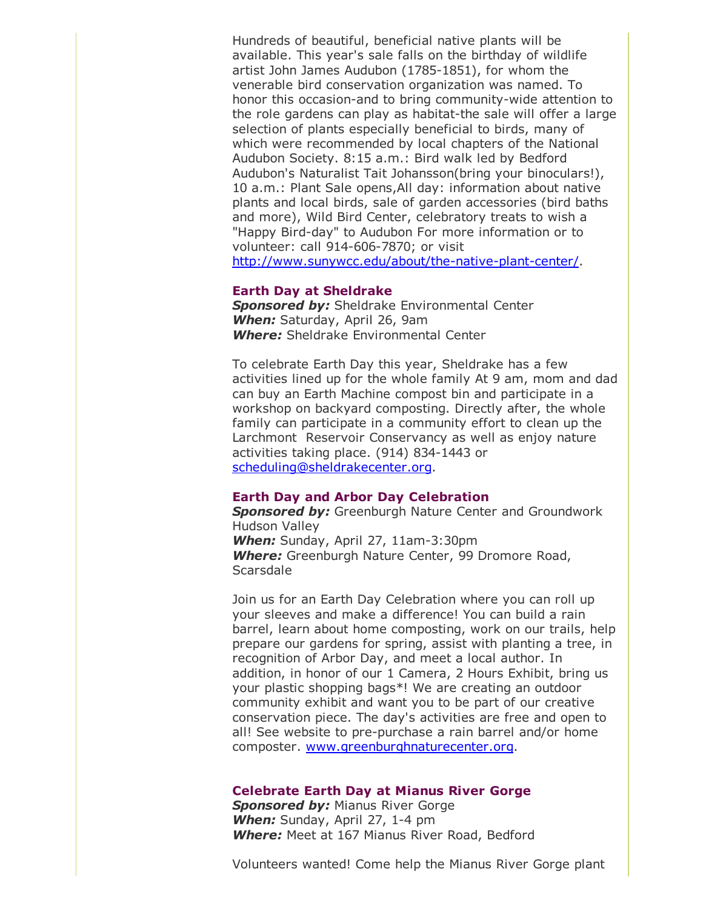Hundreds of beautiful, beneficial native plants will be available. This year's sale falls on the birthday of wildlife artist John James Audubon (1785-1851), for whom the venerable bird conservation organization was named. To honor this occasion-and to bring community-wide attention to the role gardens can play as habitat-the sale will offer a large selection of plants especially beneficial to birds, many of which were recommended by local chapters of the National Audubon Society. 8:15 a.m.: Bird walk led by Bedford Audubon's Naturalist Tait Johansson(bring your binoculars!), 10 a.m.: Plant Sale opens,All day: information about native plants and local birds, sale of garden accessories (bird baths and more), Wild Bird Center, celebratory treats to wish a "Happy Bird-day" to Audubon For more information or to volunteer: call 914-606-7870; or visit http://www.sunywcc.edu/about/the-native-plant-center/.

### Earth Day at Sheldrake

***Sponsored by:*** Sheldrake Environmental Center
***When:*** Saturday, April 26, 9am
***Where:*** Sheldrake Environmental Center

To celebrate Earth Day this year, Sheldrake has a few activities lined up for the whole family At 9 am, mom and dad can buy an Earth Machine compost bin and participate in a workshop on backyard composting. Directly after, the whole family can participate in a community effort to clean up the Larchmont Reservoir Conservancy as well as enjoy nature activities taking place. (914) 834-1443 or scheduling@sheldrakecenter.org.

### Earth Day and Arbor Day Celebration

***Sponsored by:*** Greenburgh Nature Center and Groundwork Hudson Valley
***When:*** Sunday, April 27, 11am-3:30pm
***Where:*** Greenburgh Nature Center, 99 Dromore Road, Scarsdale

Join us for an Earth Day Celebration where you can roll up your sleeves and make a difference! You can build a rain barrel, learn about home composting, work on our trails, help prepare our gardens for spring, assist with planting a tree, in recognition of Arbor Day, and meet a local author. In addition, in honor of our 1 Camera, 2 Hours Exhibit, bring us your plastic shopping bags*! We are creating an outdoor community exhibit and want you to be part of our creative conservation piece. The day's activities are free and open to all! See website to pre-purchase a rain barrel and/or home composter. www.greenburghnaturecenter.org.

### Celebrate Earth Day at Mianus River Gorge

***Sponsored by:*** Mianus River Gorge
***When:*** Sunday, April 27, 1-4 pm
***Where:*** Meet at 167 Mianus River Road, Bedford

Volunteers wanted! Come help the Mianus River Gorge plant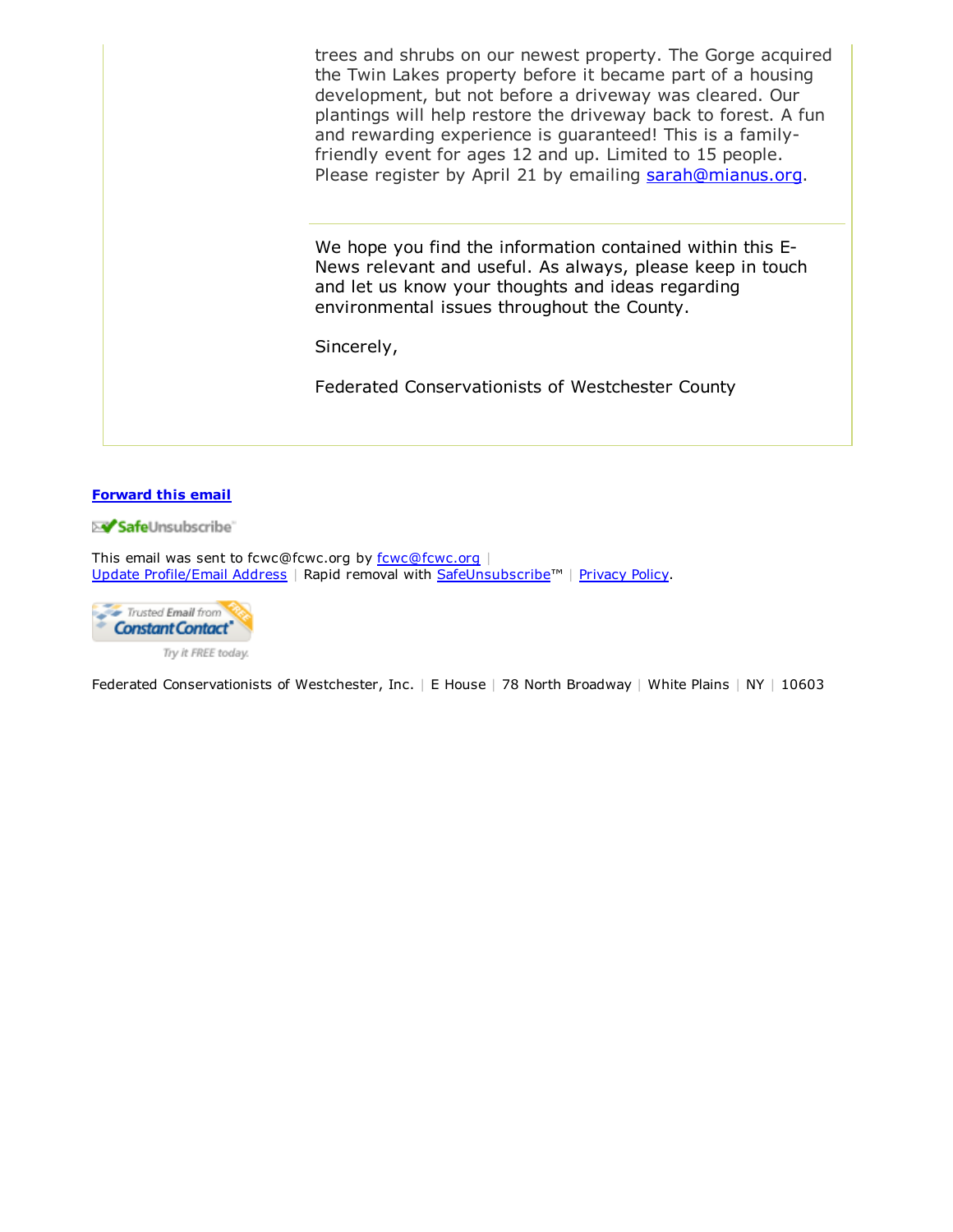trees and shrubs on our newest property. The Gorge acquired the Twin Lakes property before it became part of a housing development, but not before a driveway was cleared. Our plantings will help restore the driveway back to forest. A fun and rewarding experience is guaranteed! This is a family-friendly event for ages 12 and up. Limited to 15 people. Please register by April 21 by emailing sarah@mianus.org.

---

We hope you find the information contained within this E-News relevant and useful. As always, please keep in touch and let us know your thoughts and ideas regarding environmental issues throughout the County.

Sincerely,

Federated Conservationists of Westchester County

**Forward this email**

SafeUnsubscribe

This email was sent to fcwc@fcwc.org by fcwc@fcwc.org | Update Profile/Email Address | Rapid removal with SafeUnsubscribe™ | Privacy Policy.

Trusted Email from Constant Contact - Try it FREE today.

Federated Conservationists of Westchester, Inc. | E House | 78 North Broadway | White Plains | NY | 10603